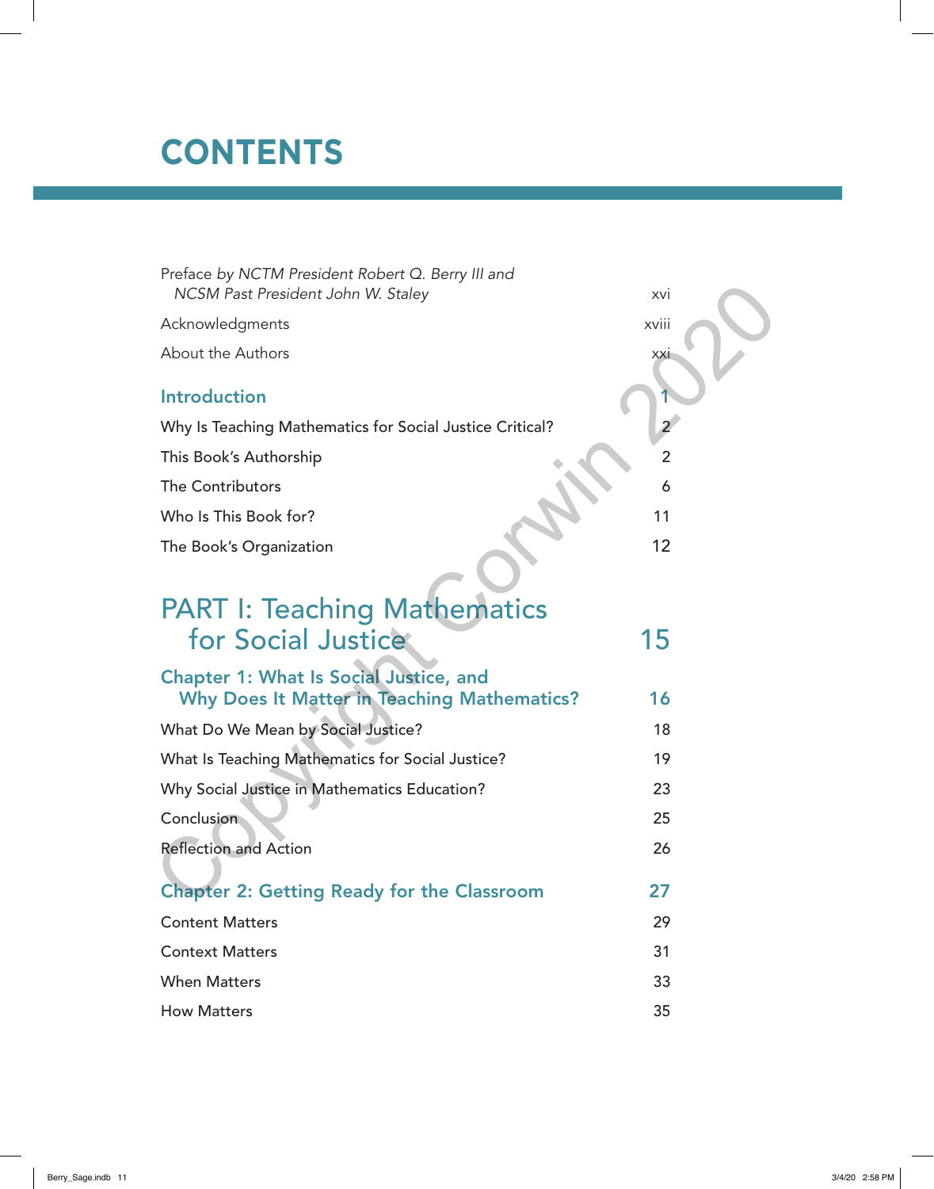# CONTENTS

Preface *by NCTM President Robert Q. Berry III and NCSM Past President John W. Staley* xvi

Acknowledgments xviii

About the Authors xxi

## Introduction 1

Why Is Teaching Mathematics for Social Justice Critical? 2

This Book's Authorship 2

The Contributors 6

Who Is This Book for? 11

The Book's Organization 12

# PART I: Teaching Mathematics for Social Justice 15

## Chapter 1: What Is Social Justice, and Why Does It Matter in Teaching Mathematics? 16

What Do We Mean by Social Justice? 18

What Is Teaching Mathematics for Social Justice? 19

Why Social Justice in Mathematics Education? 23

Conclusion 25

Reflection and Action 26

## Chapter 2: Getting Ready for the Classroom 27

Content Matters 29

Context Matters 31

When Matters 33

How Matters 35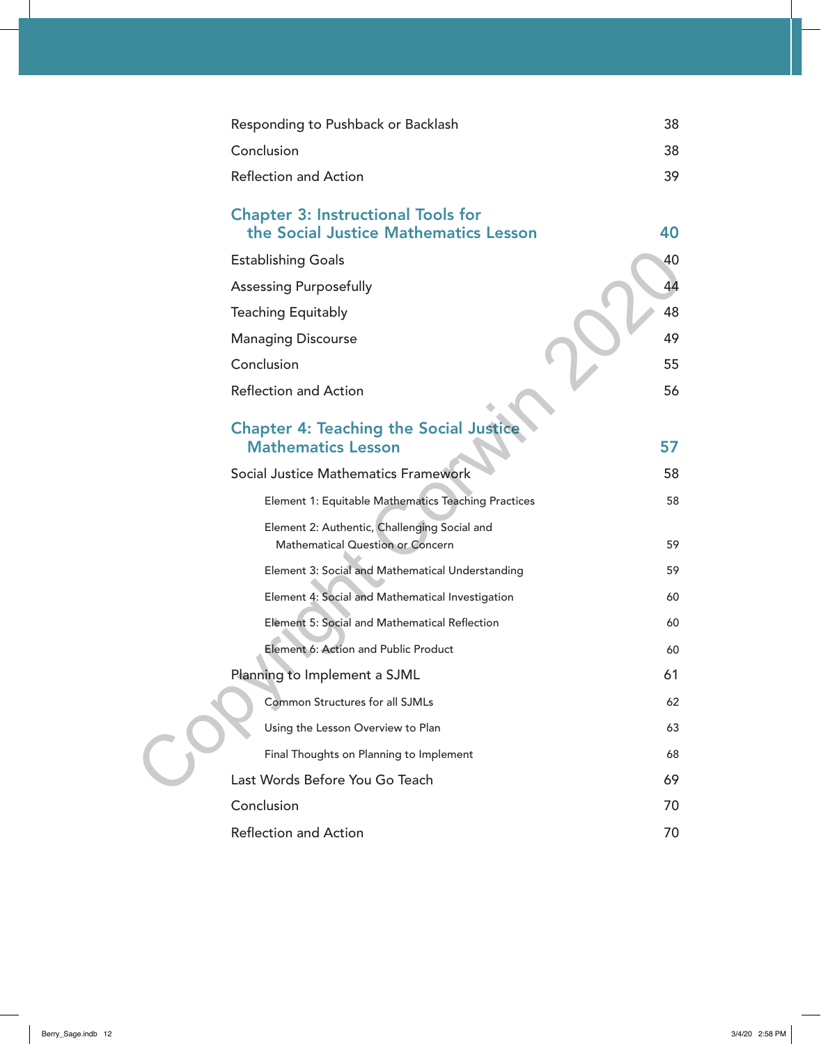Responding to Pushback or Backlash 38

Conclusion 38

Reflection and Action 39

## Chapter 3: Instructional Tools for the Social Justice Mathematics Lesson 40

Establishing Goals 40

Assessing Purposefully 44

Teaching Equitably 48

Managing Discourse 49

Conclusion 55

Reflection and Action 56

## Chapter 4: Teaching the Social Justice Mathematics Lesson 57

Social Justice Mathematics Framework 58

- Element 1: Equitable Mathematics Teaching Practices 58
- Element 2: Authentic, Challenging Social and Mathematical Question or Concern 59
- Element 3: Social and Mathematical Understanding 59
- Element 4: Social and Mathematical Investigation 60
- Element 5: Social and Mathematical Reflection 60
- Element 6: Action and Public Product 60

Planning to Implement a SJML 61

- Common Structures for all SJMLs 62
- Using the Lesson Overview to Plan 63
- Final Thoughts on Planning to Implement 68

Last Words Before You Go Teach 69

Conclusion 70

Reflection and Action 70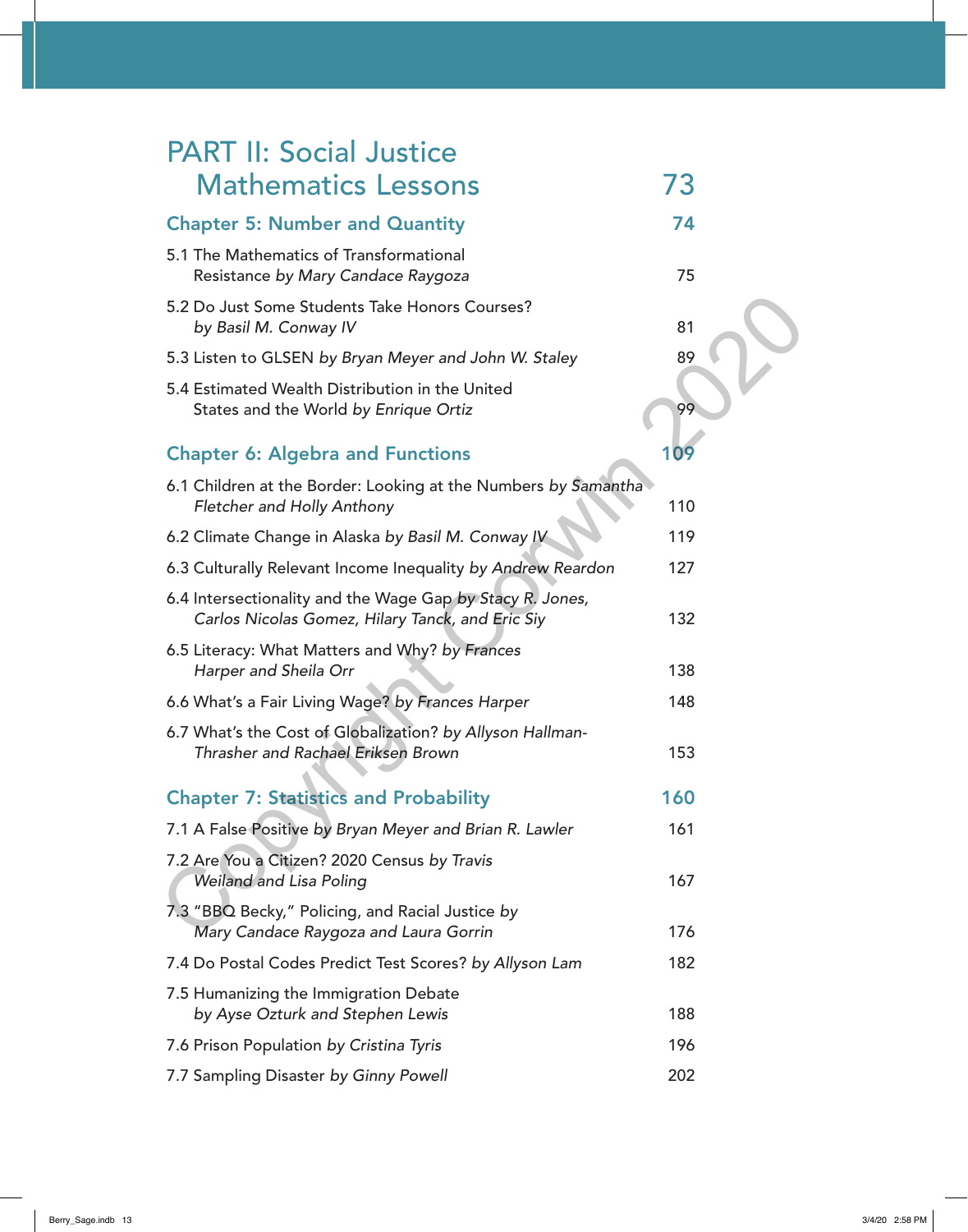# PART II: Social Justice Mathematics Lessons 73

## Chapter 5: Number and Quantity 74

5.1 The Mathematics of Transformational Resistance *by Mary Candace Raygoza* 75

5.2 Do Just Some Students Take Honors Courses? *by Basil M. Conway IV* 81

5.3 Listen to GLSEN *by Bryan Meyer and John W. Staley* 89

5.4 Estimated Wealth Distribution in the United States and the World *by Enrique Ortiz* 99

## Chapter 6: Algebra and Functions 109

6.1 Children at the Border: Looking at the Numbers *by Samantha Fletcher and Holly Anthony* 110

6.2 Climate Change in Alaska *by Basil M. Conway IV* 119

6.3 Culturally Relevant Income Inequality *by Andrew Reardon* 127

6.4 Intersectionality and the Wage Gap *by Stacy R. Jones, Carlos Nicolas Gomez, Hilary Tanck, and Eric Siy* 132

6.5 Literacy: What Matters and Why? *by Frances Harper and Sheila Orr* 138

6.6 What's a Fair Living Wage? *by Frances Harper* 148

6.7 What's the Cost of Globalization? *by Allyson Hallman-Thrasher and Rachael Eriksen Brown* 153

## Chapter 7: Statistics and Probability 160

7.1 A False Positive *by Bryan Meyer and Brian R. Lawler* 161

7.2 Are You a Citizen? 2020 Census *by Travis Weiland and Lisa Poling* 167

7.3 "BBQ Becky," Policing, and Racial Justice *by Mary Candace Raygoza and Laura Gorrin* 176

7.4 Do Postal Codes Predict Test Scores? *by Allyson Lam* 182

7.5 Humanizing the Immigration Debate *by Ayse Ozturk and Stephen Lewis* 188

7.6 Prison Population *by Cristina Tyris* 196

7.7 Sampling Disaster *by Ginny Powell* 202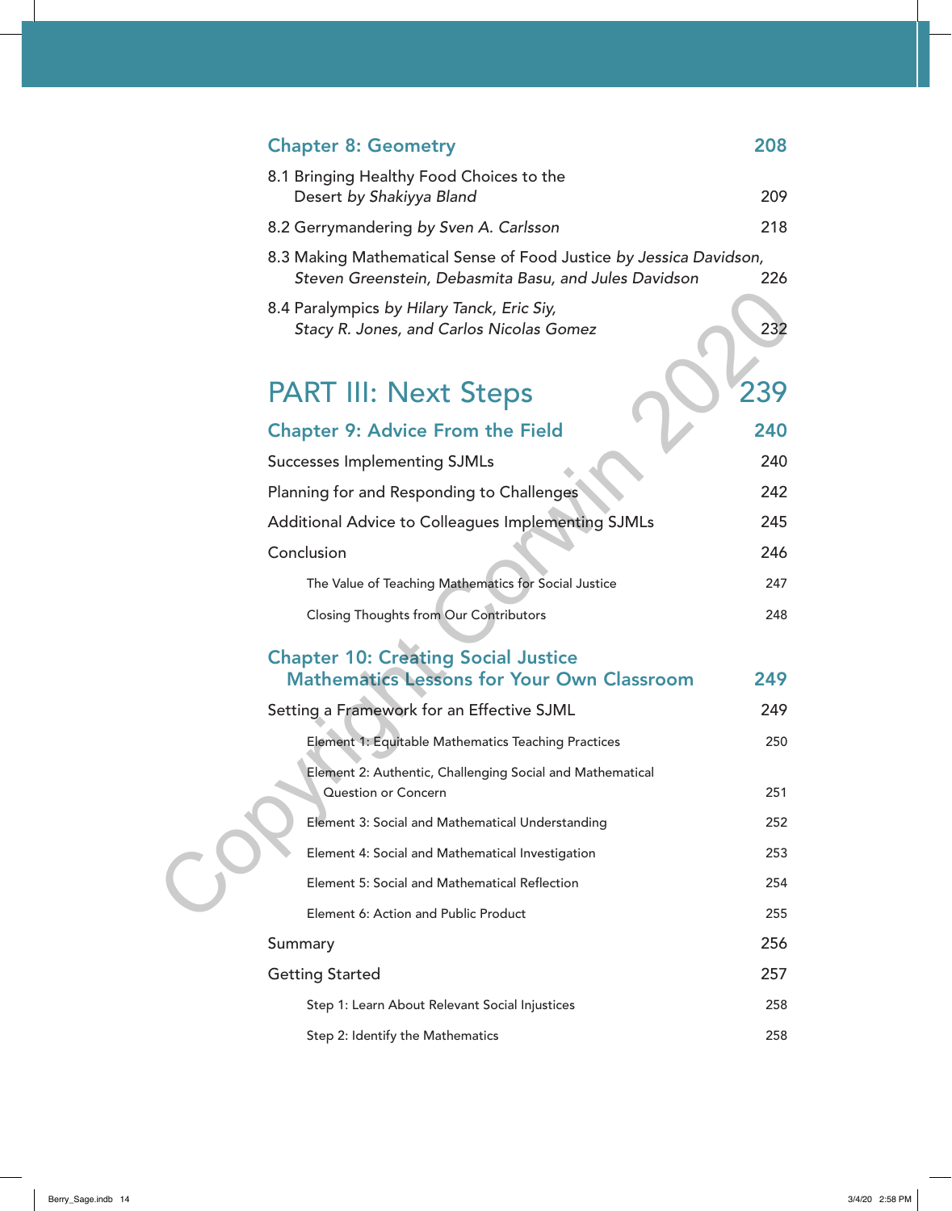## Chapter 8: Geometry 208

8.1 Bringing Healthy Food Choices to the Desert *by Shakiyya Bland* 209

8.2 Gerrymandering *by Sven A. Carlsson* 218

8.3 Making Mathematical Sense of Food Justice *by Jessica Davidson, Steven Greenstein, Debasmita Basu, and Jules Davidson* 226

8.4 Paralympics *by Hilary Tanck, Eric Siy, Stacy R. Jones, and Carlos Nicolas Gomez* 232

# PART III: Next Steps 239

## Chapter 9: Advice From the Field 240

Successes Implementing SJMLs 240

Planning for and Responding to Challenges 242

Additional Advice to Colleagues Implementing SJMLs 245

Conclusion 246

- The Value of Teaching Mathematics for Social Justice 247
- Closing Thoughts from Our Contributors 248

## Chapter 10: Creating Social Justice Mathematics Lessons for Your Own Classroom 249

Setting a Framework for an Effective SJML 249

- Element 1: Equitable Mathematics Teaching Practices 250
- Element 2: Authentic, Challenging Social and Mathematical Question or Concern 251
- Element 3: Social and Mathematical Understanding 252
- Element 4: Social and Mathematical Investigation 253
- Element 5: Social and Mathematical Reflection 254
- Element 6: Action and Public Product 255

Summary 256

Getting Started 257

- Step 1: Learn About Relevant Social Injustices 258
- Step 2: Identify the Mathematics 258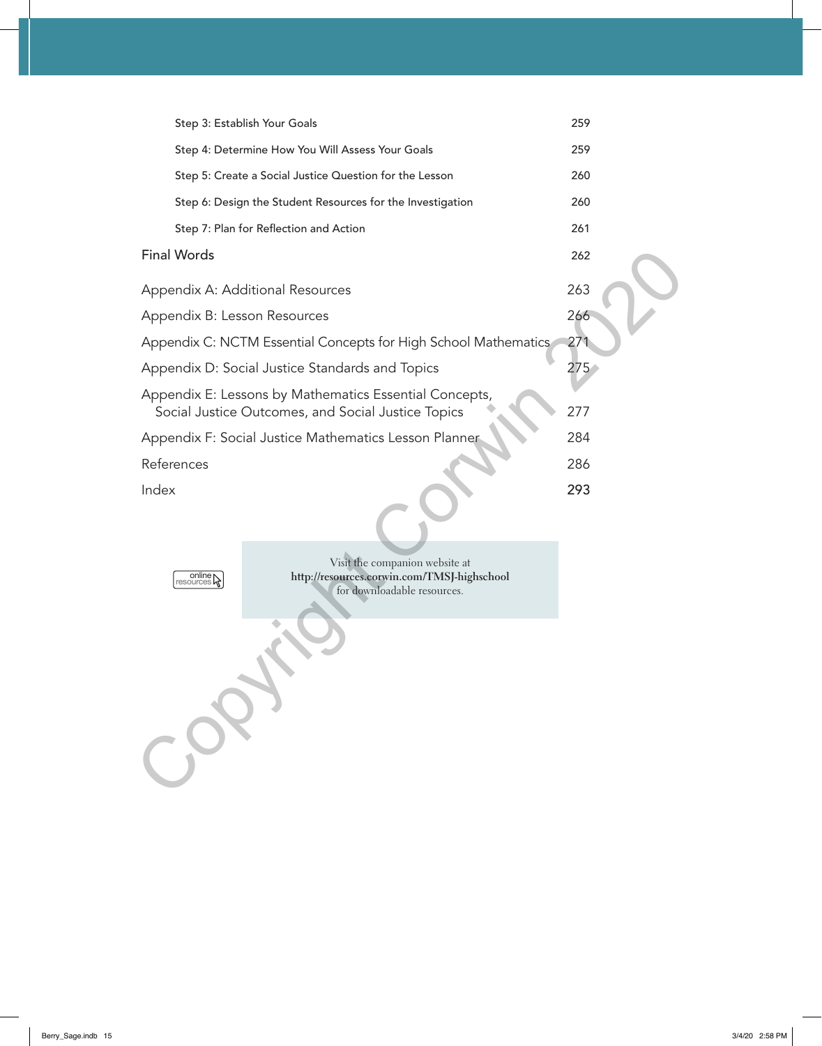Step 3: Establish Your Goals 259

Step 4: Determine How You Will Assess Your Goals 259

Step 5: Create a Social Justice Question for the Lesson 260

Step 6: Design the Student Resources for the Investigation 260

Step 7: Plan for Reflection and Action 261

Final Words 262

Appendix A: Additional Resources 263

Appendix B: Lesson Resources 266

Appendix C: NCTM Essential Concepts for High School Mathematics 271

Appendix D: Social Justice Standards and Topics 275

Appendix E: Lessons by Mathematics Essential Concepts, Social Justice Outcomes, and Social Justice Topics 277

Appendix F: Social Justice Mathematics Lesson Planner 284

References 286

Index 293

online resources

Visit the companion website at **http://resources.corwin.com/TMSJ-highschool** for downloadable resources.